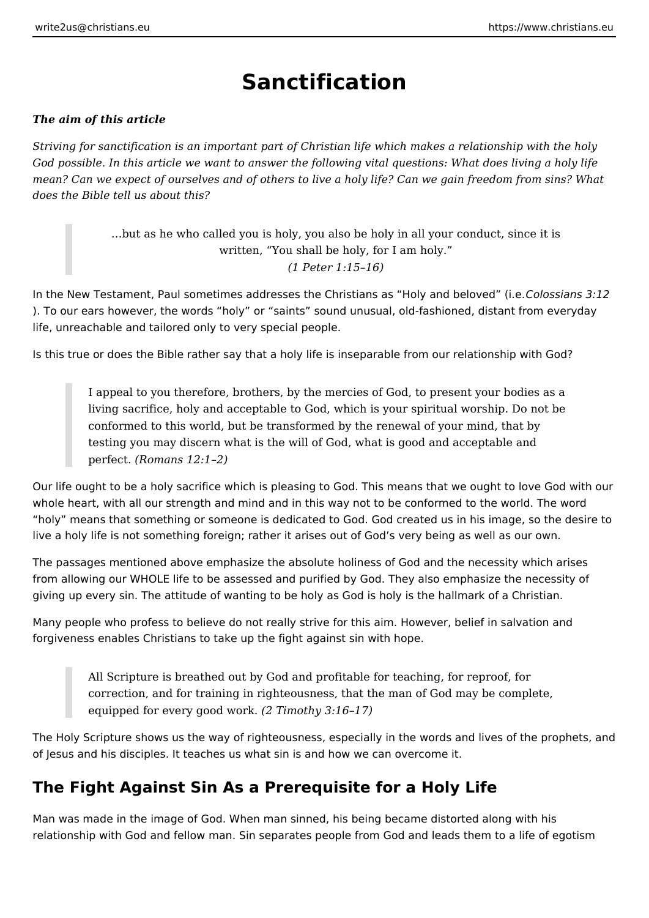# Sanctification

***The aim of this article***

*Striving for sanctification is an important part of Christian life which makes a relationship with the holy God possible. In this article we want to answer the following vital questions: What does living a holy life mean? Can we expect of ourselves and of others to live a holy life? Can we gain freedom from sins? What does the Bible tell us about this?*

> …but as he who called you is holy, you also be holy in all your conduct, since it is written, "You shall be holy, for I am holy."
> *(1 Peter 1:15–16)*

In the New Testament, Paul sometimes addresses the Christians as "Holy and beloved" (i.e.*Colossians 3:12* ). To our ears however, the words "holy" or "saints" sound unusual, old-fashioned, distant from everyday life, unreachable and tailored only to very special people.

Is this true or does the Bible rather say that a holy life is inseparable from our relationship with God?

> I appeal to you therefore, brothers, by the mercies of God, to present your bodies as a living sacrifice, holy and acceptable to God, which is your spiritual worship. Do not be conformed to this world, but be transformed by the renewal of your mind, that by testing you may discern what is the will of God, what is good and acceptable and perfect. *(Romans 12:1–2)*

Our life ought to be a holy sacrifice which is pleasing to God. This means that we ought to love God with our whole heart, with all our strength and mind and in this way not to be conformed to the world. The word "holy" means that something or someone is dedicated to God. God created us in his image, so the desire to live a holy life is not something foreign; rather it arises out of God's very being as well as our own.

The passages mentioned above emphasize the absolute holiness of God and the necessity which arises from allowing our WHOLE life to be assessed and purified by God. They also emphasize the necessity of giving up every sin. The attitude of wanting to be holy as God is holy is the hallmark of a Christian.

Many people who profess to believe do not really strive for this aim. However, belief in salvation and forgiveness enables Christians to take up the fight against sin with hope.

> All Scripture is breathed out by God and profitable for teaching, for reproof, for correction, and for training in righteousness, that the man of God may be complete, equipped for every good work. *(2 Timothy 3:16–17)*

The Holy Scripture shows us the way of righteousness, especially in the words and lives of the prophets, and of Jesus and his disciples. It teaches us what sin is and how we can overcome it.

## The Fight Against Sin As a Prerequisite for a Holy Life

Man was made in the image of God. When man sinned, his being became distorted along with his relationship with God and fellow man. Sin separates people from God and leads them to a life of egotism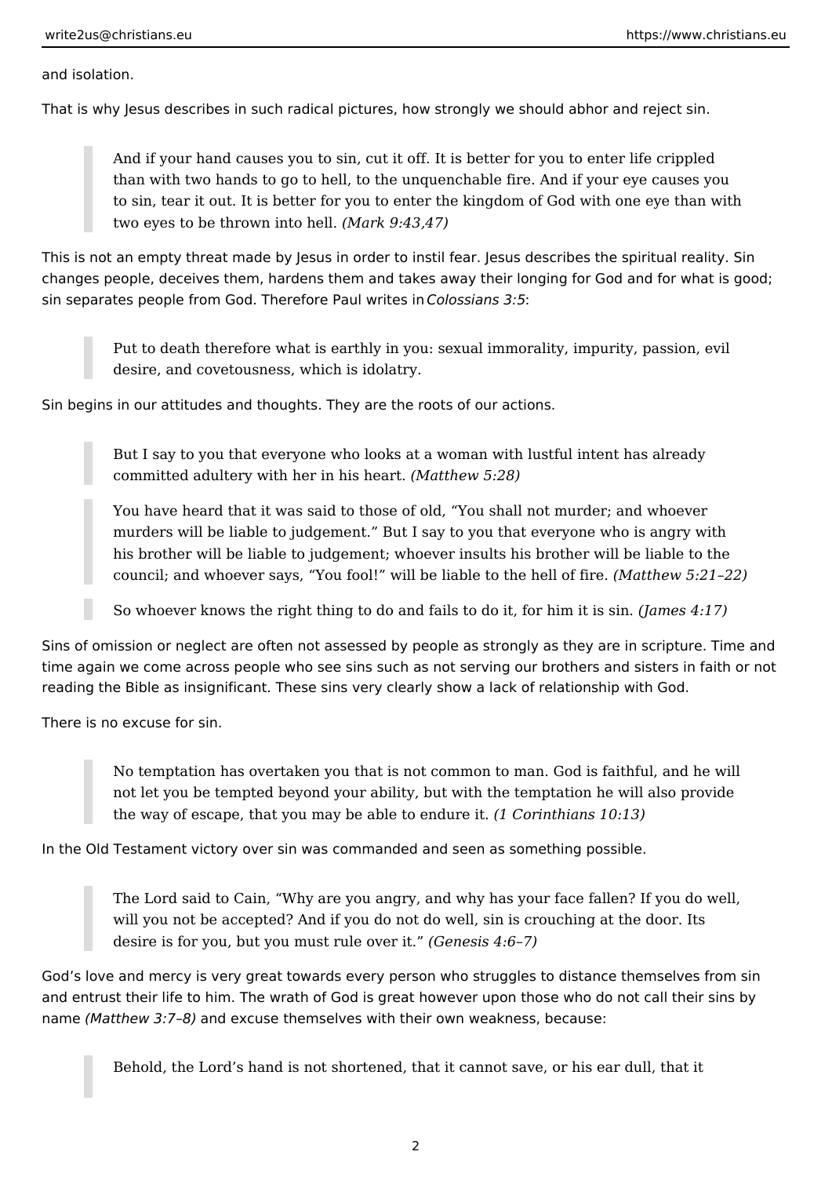and isolation.

That is why Jesus describes in such radical pictures, how strongly we should abhor and reject sin.

> And if your hand causes you to sin, cut it off. It is better for you to enter life crippled than with two hands to go to hell, to the unquenchable fire. And if your eye causes you to sin, tear it out. It is better for you to enter the kingdom of God with one eye than with two eyes to be thrown into hell. *(Mark 9:43,47)*

This is not an empty threat made by Jesus in order to instil fear. Jesus describes the spiritual reality. Sin changes people, deceives them, hardens them and takes away their longing for God and for what is good; sin separates people from God. Therefore Paul writes in *Colossians 3:5*:

> Put to death therefore what is earthly in you: sexual immorality, impurity, passion, evil desire, and covetousness, which is idolatry.

Sin begins in our attitudes and thoughts. They are the roots of our actions.

> But I say to you that everyone who looks at a woman with lustful intent has already committed adultery with her in his heart. *(Matthew 5:28)*

> You have heard that it was said to those of old, "You shall not murder; and whoever murders will be liable to judgement." But I say to you that everyone who is angry with his brother will be liable to judgement; whoever insults his brother will be liable to the council; and whoever says, "You fool!" will be liable to the hell of fire. *(Matthew 5:21–22)*

> So whoever knows the right thing to do and fails to do it, for him it is sin. *(James 4:17)*

Sins of omission or neglect are often not assessed by people as strongly as they are in scripture. Time and time again we come across people who see sins such as not serving our brothers and sisters in faith or not reading the Bible as insignificant. These sins very clearly show a lack of relationship with God.

There is no excuse for sin.

> No temptation has overtaken you that is not common to man. God is faithful, and he will not let you be tempted beyond your ability, but with the temptation he will also provide the way of escape, that you may be able to endure it. *(1 Corinthians 10:13)*

In the Old Testament victory over sin was commanded and seen as something possible.

> The Lord said to Cain, "Why are you angry, and why has your face fallen? If you do well, will you not be accepted? And if you do not do well, sin is crouching at the door. Its desire is for you, but you must rule over it." *(Genesis 4:6–7)*

God's love and mercy is very great towards every person who struggles to distance themselves from sin and entrust their life to him. The wrath of God is great however upon those who do not call their sins by name *(Matthew 3:7–8)* and excuse themselves with their own weakness, because:

> Behold, the Lord's hand is not shortened, that it cannot save, or his ear dull, that it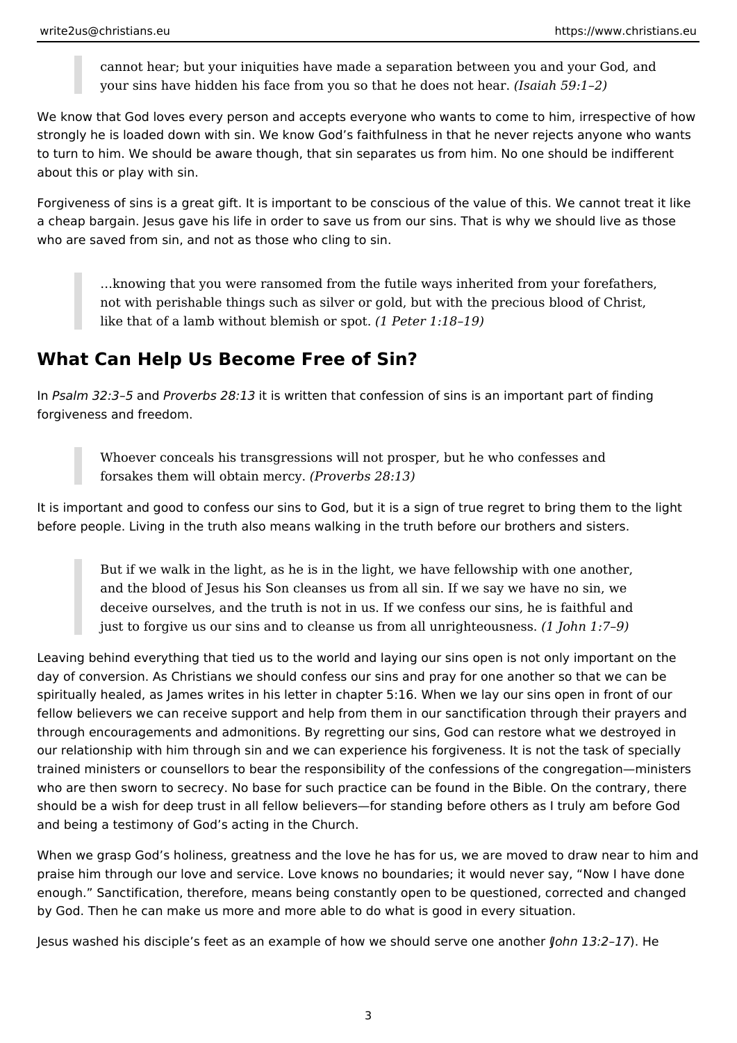> cannot hear; but your iniquities have made a separation between you and your God, and your sins have hidden his face from you so that he does not hear. *(Isaiah 59:1–2)*

We know that God loves every person and accepts everyone who wants to come to him, irrespective of how strongly he is loaded down with sin. We know God's faithfulness in that he never rejects anyone who wants to turn to him. We should be aware though, that sin separates us from him. No one should be indifferent about this or play with sin.

Forgiveness of sins is a great gift. It is important to be conscious of the value of this. We cannot treat it like a cheap bargain. Jesus gave his life in order to save us from our sins. That is why we should live as those who are saved from sin, and not as those who cling to sin.

> …knowing that you were ransomed from the futile ways inherited from your forefathers, not with perishable things such as silver or gold, but with the precious blood of Christ, like that of a lamb without blemish or spot. *(1 Peter 1:18–19)*

## What Can Help Us Become Free of Sin?

In *Psalm 32:3–5* and *Proverbs 28:13* it is written that confession of sins is an important part of finding forgiveness and freedom.

> Whoever conceals his transgressions will not prosper, but he who confesses and forsakes them will obtain mercy. *(Proverbs 28:13)*

It is important and good to confess our sins to God, but it is a sign of true regret to bring them to the light before people. Living in the truth also means walking in the truth before our brothers and sisters.

> But if we walk in the light, as he is in the light, we have fellowship with one another, and the blood of Jesus his Son cleanses us from all sin. If we say we have no sin, we deceive ourselves, and the truth is not in us. If we confess our sins, he is faithful and just to forgive us our sins and to cleanse us from all unrighteousness. *(1 John 1:7–9)*

Leaving behind everything that tied us to the world and laying our sins open is not only important on the day of conversion. As Christians we should confess our sins and pray for one another so that we can be spiritually healed, as James writes in his letter in chapter 5:16. When we lay our sins open in front of our fellow believers we can receive support and help from them in our sanctification through their prayers and through encouragements and admonitions. By regretting our sins, God can restore what we destroyed in our relationship with him through sin and we can experience his forgiveness. It is not the task of specially trained ministers or counsellors to bear the responsibility of the confessions of the congregation—ministers who are then sworn to secrecy. No base for such practice can be found in the Bible. On the contrary, there should be a wish for deep trust in all fellow believers—for standing before others as I truly am before God and being a testimony of God's acting in the Church.

When we grasp God's holiness, greatness and the love he has for us, we are moved to draw near to him and praise him through our love and service. Love knows no boundaries; it would never say, "Now I have done enough." Sanctification, therefore, means being constantly open to be questioned, corrected and changed by God. Then he can make us more and more able to do what is good in every situation.

Jesus washed his disciple's feet as an example of how we should serve one another (*John 13:2–17*). He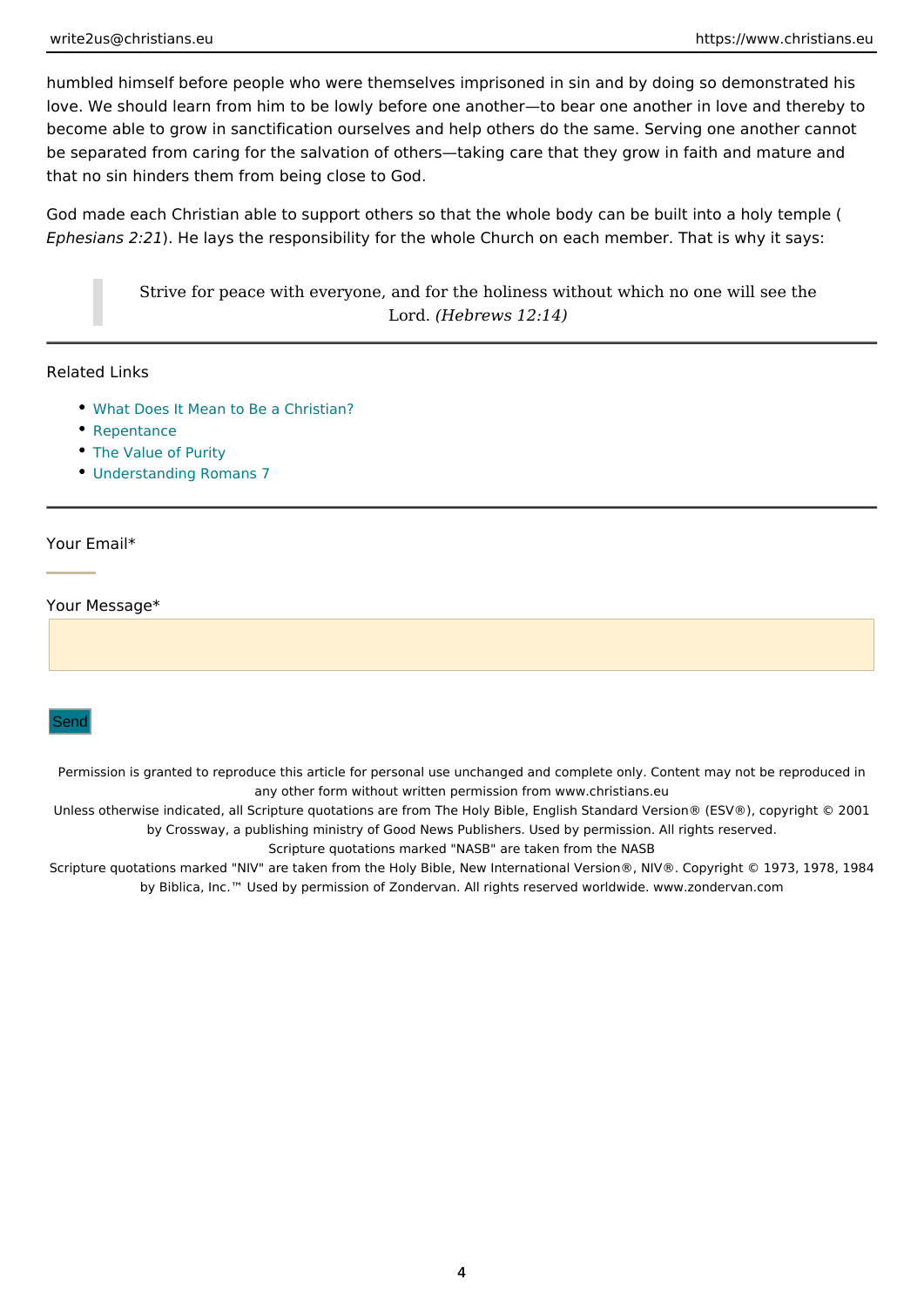humbled himself before people who were themselves imprisoned in sin and by doing so demonstrated his love. We should learn from him to be lowly before one another—to bear one another in love and thereby to become able to grow in sanctification ourselves and help others do the same. Serving one another cannot be separated from caring for the salvation of others—taking care that they grow in faith and mature and that no sin hinders them from being close to God.

God made each Christian able to support others so that the whole body can be built into a holy temple (*Ephesians 2:21*). He lays the responsibility for the whole Church on each member. That is why it says:

> Strive for peace with everyone, and for the holiness without which no one will see the Lord. *(Hebrews 12:14)*

---

Related Links

- What Does It Mean to Be a Christian?
- Repentance
- The Value of Purity
- Understanding Romans 7

---

Your Email*

Your Message*

Send

Permission is granted to reproduce this article for personal use unchanged and complete only. Content may not be reproduced in any other form without written permission from www.christians.eu

Unless otherwise indicated, all Scripture quotations are from The Holy Bible, English Standard Version® (ESV®), copyright © 2001 by Crossway, a publishing ministry of Good News Publishers. Used by permission. All rights reserved.

Scripture quotations marked "NASB" are taken from the NASB

Scripture quotations marked "NIV" are taken from the Holy Bible, New International Version®, NIV®. Copyright © 1973, 1978, 1984 by Biblica, Inc.™ Used by permission of Zondervan. All rights reserved worldwide. www.zondervan.com